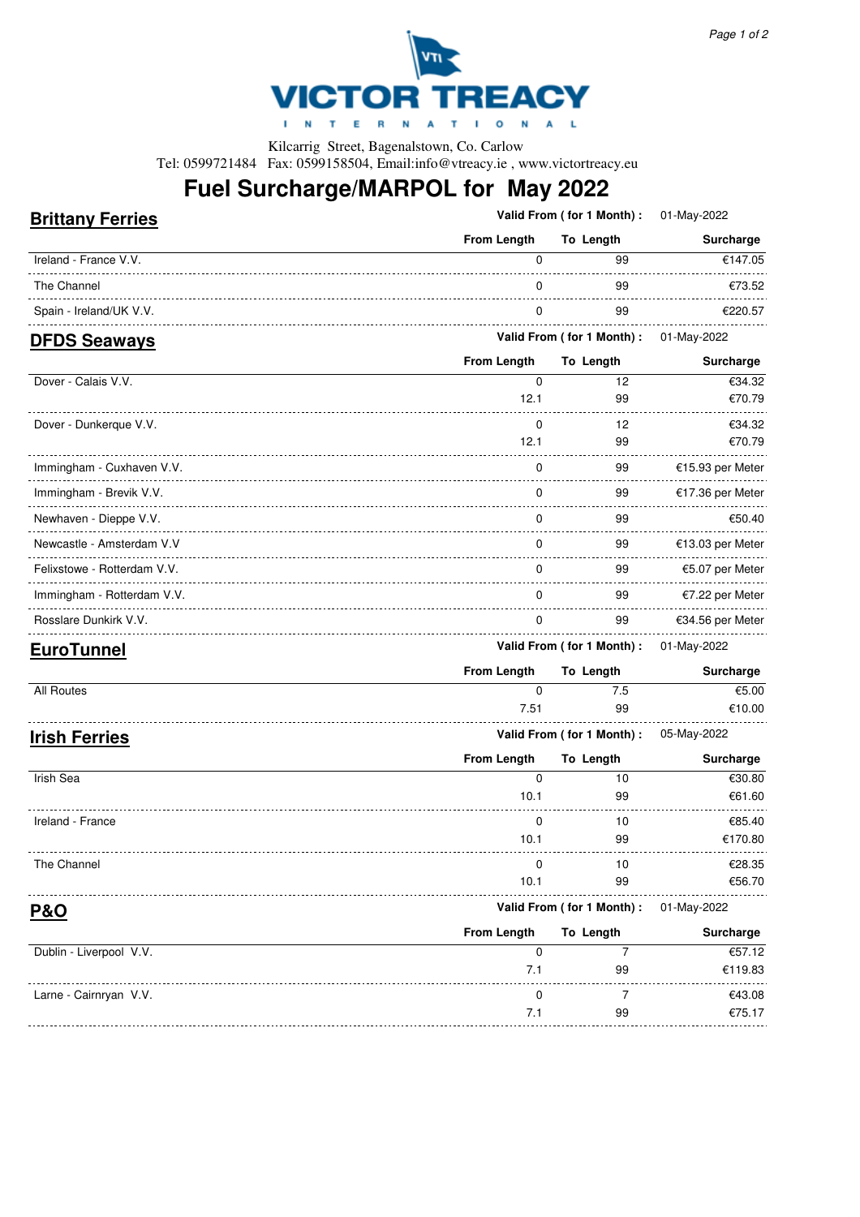**VICTOR TREACY INTERNATIONAL**

Kilcarrig Street, Bagenalstown, Co. Carlow
Tel: 0599721484 Fax: 0599158504, Email:info@vtreacy.ie , www.victortreacy.eu

# Fuel Surcharge/MARPOL for May 2022

## Brittany Ferries

**Valid From ( for 1 Month) :** 01-May-2022

| | From Length | To Length | Surcharge |
|---|---|---|---|
| Ireland - France V.V. | 0 | 99 | €147.05 |
| The Channel | 0 | 99 | €73.52 |
| Spain - Ireland/UK V.V. | 0 | 99 | €220.57 |

## DFDS Seaways

**Valid From ( for 1 Month) :** 01-May-2022

| | From Length | To Length | Surcharge |
|---|---|---|---|
| Dover - Calais V.V. | 0 | 12 | €34.32 |
| | 12.1 | 99 | €70.79 |
| Dover - Dunkerque V.V. | 0 | 12 | €34.32 |
| | 12.1 | 99 | €70.79 |
| Immingham - Cuxhaven V.V. | 0 | 99 | €15.93 per Meter |
| Immingham - Brevik V.V. | 0 | 99 | €17.36 per Meter |
| Newhaven - Dieppe V.V. | 0 | 99 | €50.40 |
| Newcastle - Amsterdam V.V | 0 | 99 | €13.03 per Meter |
| Felixstowe - Rotterdam V.V. | 0 | 99 | €5.07 per Meter |
| Immingham - Rotterdam V.V. | 0 | 99 | €7.22 per Meter |
| Rosslare Dunkirk V.V. | 0 | 99 | €34.56 per Meter |

## EuroTunnel

**Valid From ( for 1 Month) :** 01-May-2022

| | From Length | To Length | Surcharge |
|---|---|---|---|
| All Routes | 0 | 7.5 | €5.00 |
| | 7.51 | 99 | €10.00 |

## Irish Ferries

**Valid From ( for 1 Month) :** 05-May-2022

| | From Length | To Length | Surcharge |
|---|---|---|---|
| Irish Sea | 0 | 10 | €30.80 |
| | 10.1 | 99 | €61.60 |
| Ireland - France | 0 | 10 | €85.40 |
| | 10.1 | 99 | €170.80 |
| The Channel | 0 | 10 | €28.35 |
| | 10.1 | 99 | €56.70 |

## P&O

**Valid From ( for 1 Month) :** 01-May-2022

| | From Length | To Length | Surcharge |
|---|---|---|---|
| Dublin - Liverpool V.V. | 0 | 7 | €57.12 |
| | 7.1 | 99 | €119.83 |
| Larne - Cairnryan V.V. | 0 | 7 | €43.08 |
| | 7.1 | 99 | €75.17 |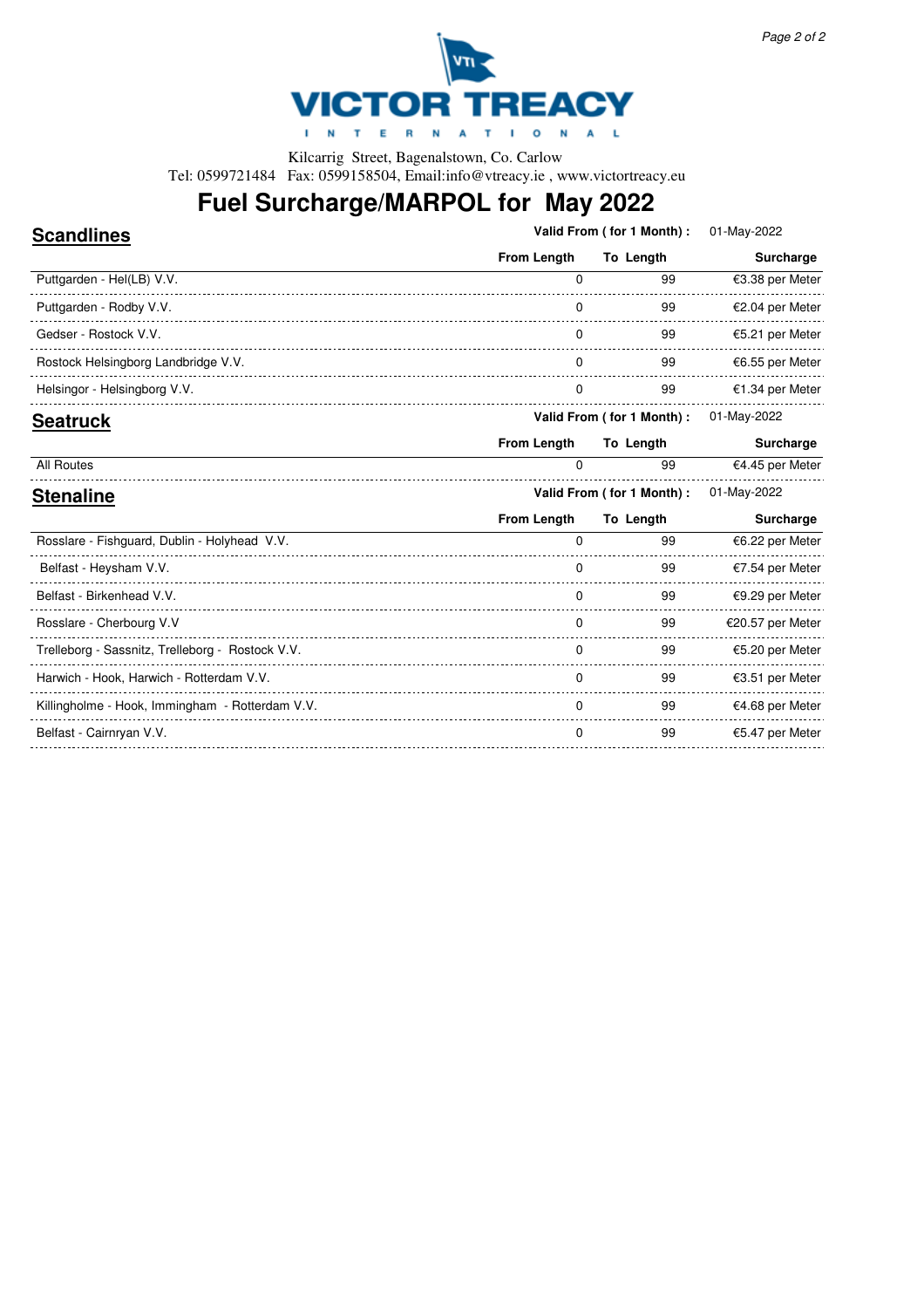VICTOR TREACY

I N T E R N A T I O N A L

Kilcarrig Street, Bagenalstown, Co. Carlow
Tel: 0599721484 Fax: 0599158504, Email:info@vtreacy.ie , www.victortreacy.eu

# Fuel Surcharge/MARPOL for May 2022

## Scandlines

**Valid From ( for 1 Month) :** 01-May-2022

| | From Length | To Length | Surcharge |
|---|---|---|---|
| Puttgarden - Hel(LB) V.V. | 0 | 99 | €3.38 per Meter |
| Puttgarden - Rodby V.V. | 0 | 99 | €2.04 per Meter |
| Gedser - Rostock V.V. | 0 | 99 | €5.21 per Meter |
| Rostock Helsingborg Landbridge V.V. | 0 | 99 | €6.55 per Meter |
| Helsingor - Helsingborg V.V. | 0 | 99 | €1.34 per Meter |

## Seatruck

**Valid From ( for 1 Month) :** 01-May-2022

| | From Length | To Length | Surcharge |
|---|---|---|---|
| All Routes | 0 | 99 | €4.45 per Meter |

## Stenaline

**Valid From ( for 1 Month) :** 01-May-2022

| | From Length | To Length | Surcharge |
|---|---|---|---|
| Rosslare - Fishguard, Dublin - Holyhead V.V. | 0 | 99 | €6.22 per Meter |
| Belfast - Heysham V.V. | 0 | 99 | €7.54 per Meter |
| Belfast - Birkenhead V.V. | 0 | 99 | €9.29 per Meter |
| Rosslare - Cherbourg V.V | 0 | 99 | €20.57 per Meter |
| Trelleborg - Sassnitz, Trelleborg - Rostock V.V. | 0 | 99 | €5.20 per Meter |
| Harwich - Hook, Harwich - Rotterdam V.V. | 0 | 99 | €3.51 per Meter |
| Killingholme - Hook, Immingham - Rotterdam V.V. | 0 | 99 | €4.68 per Meter |
| Belfast - Cairnryan V.V. | 0 | 99 | €5.47 per Meter |